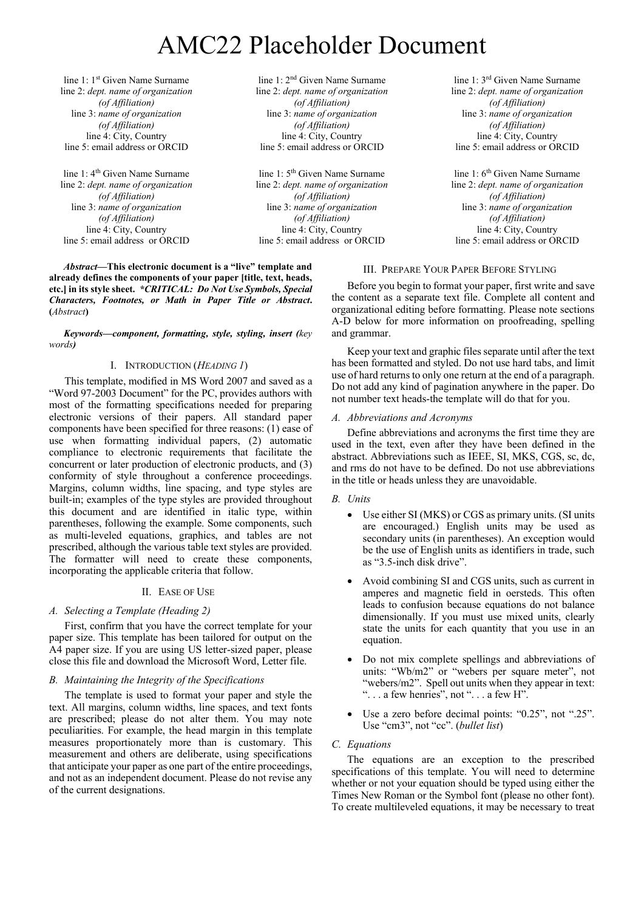# AMC22 Placeholder Document

line 1: 1st Given Name Surname
line 2: *dept. name of organization*
*(of Affiliation)*
line 3: *name of organization*
*(of Affiliation)*
line 4: City, Country
line 5: email address or ORCID

line 1: 2nd Given Name Surname
line 2: *dept. name of organization*
*(of Affiliation)*
line 3: *name of organization*
*(of Affiliation)*
line 4: City, Country
line 5: email address or ORCID

line 1: 3rd Given Name Surname
line 2: *dept. name of organization*
*(of Affiliation)*
line 3: *name of organization*
*(of Affiliation)*
line 4: City, Country
line 5: email address or ORCID

line 1: 4th Given Name Surname
line 2: *dept. name of organization*
*(of Affiliation)*
line 3: *name of organization*
*(of Affiliation)*
line 4: City, Country
line 5: email address or ORCID

line 1: 5th Given Name Surname
line 2: *dept. name of organization*
*(of Affiliation)*
line 3: *name of organization*
*(of Affiliation)*
line 4: City, Country
line 5: email address or ORCID

line 1: 6th Given Name Surname
line 2: *dept. name of organization*
*(of Affiliation)*
line 3: *name of organization*
*(of Affiliation)*
line 4: City, Country
line 5: email address or ORCID

***Abstract*—This electronic document is a "live" template and already defines the components of your paper [title, text, heads, etc.] in its style sheet. *\*CRITICAL: Do Not Use Symbols, Special Characters, Footnotes, or Math in Paper Title or Abstract*. (*Abstract*)**

***Keywords—component, formatting, style, styling, insert (*key words*)***

## I. Introduction (*Heading 1*)

This template, modified in MS Word 2007 and saved as a "Word 97-2003 Document" for the PC, provides authors with most of the formatting specifications needed for preparing electronic versions of their papers. All standard paper components have been specified for three reasons: (1) ease of use when formatting individual papers, (2) automatic compliance to electronic requirements that facilitate the concurrent or later production of electronic products, and (3) conformity of style throughout a conference proceedings. Margins, column widths, line spacing, and type styles are built-in; examples of the type styles are provided throughout this document and are identified in italic type, within parentheses, following the example. Some components, such as multi-leveled equations, graphics, and tables are not prescribed, although the various table text styles are provided. The formatter will need to create these components, incorporating the applicable criteria that follow.

## II. Ease of Use

### *A. Selecting a Template (Heading 2)*

First, confirm that you have the correct template for your paper size. This template has been tailored for output on the A4 paper size. If you are using US letter-sized paper, please close this file and download the Microsoft Word, Letter file.

### *B. Maintaining the Integrity of the Specifications*

The template is used to format your paper and style the text. All margins, column widths, line spaces, and text fonts are prescribed; please do not alter them. You may note peculiarities. For example, the head margin in this template measures proportionately more than is customary. This measurement and others are deliberate, using specifications that anticipate your paper as one part of the entire proceedings, and not as an independent document. Please do not revise any of the current designations.

## III. Prepare Your Paper Before Styling

Before you begin to format your paper, first write and save the content as a separate text file. Complete all content and organizational editing before formatting. Please note sections A-D below for more information on proofreading, spelling and grammar.

Keep your text and graphic files separate until after the text has been formatted and styled. Do not use hard tabs, and limit use of hard returns to only one return at the end of a paragraph. Do not add any kind of pagination anywhere in the paper. Do not number text heads-the template will do that for you.

### *A. Abbreviations and Acronyms*

Define abbreviations and acronyms the first time they are used in the text, even after they have been defined in the abstract. Abbreviations such as IEEE, SI, MKS, CGS, sc, dc, and rms do not have to be defined. Do not use abbreviations in the title or heads unless they are unavoidable.

### *B. Units*

- Use either SI (MKS) or CGS as primary units. (SI units are encouraged.) English units may be used as secondary units (in parentheses). An exception would be the use of English units as identifiers in trade, such as "3.5-inch disk drive".
- Avoid combining SI and CGS units, such as current in amperes and magnetic field in oersteds. This often leads to confusion because equations do not balance dimensionally. If you must use mixed units, clearly state the units for each quantity that you use in an equation.
- Do not mix complete spellings and abbreviations of units: "Wb/m2" or "webers per square meter", not "webers/m2". Spell out units when they appear in text: ". . . a few henries", not ". . . a few H".
- Use a zero before decimal points: "0.25", not ".25". Use "cm3", not "cc". (*bullet list*)

### *C. Equations*

The equations are an exception to the prescribed specifications of this template. You will need to determine whether or not your equation should be typed using either the Times New Roman or the Symbol font (please no other font). To create multileveled equations, it may be necessary to treat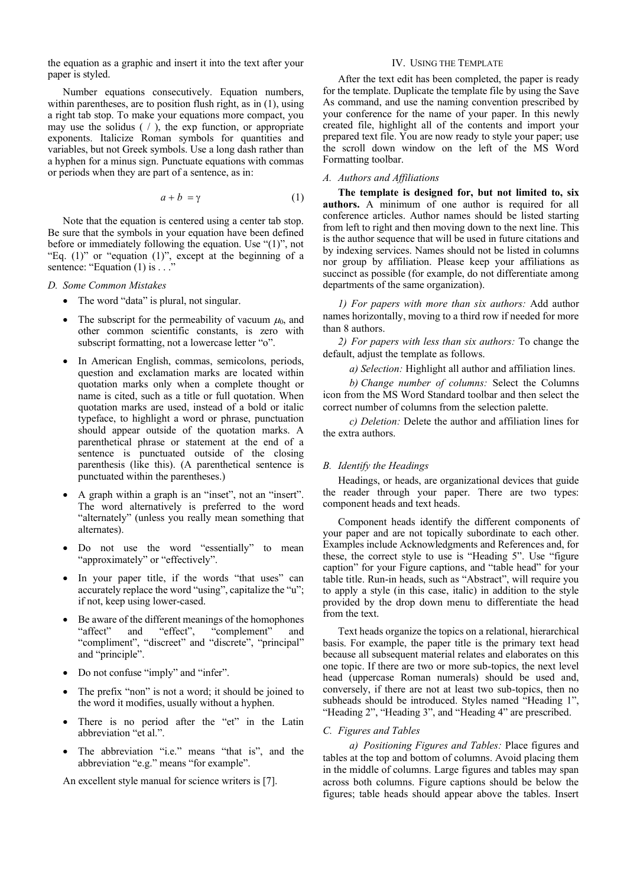the equation as a graphic and insert it into the text after your paper is styled.

Number equations consecutively. Equation numbers, within parentheses, are to position flush right, as in (1), using a right tab stop. To make your equations more compact, you may use the solidus ( / ), the exp function, or appropriate exponents. Italicize Roman symbols for quantities and variables, but not Greek symbols. Use a long dash rather than a hyphen for a minus sign. Punctuate equations with commas or periods when they are part of a sentence, as in:

$$a + b = \gamma \tag{1}$$

Note that the equation is centered using a center tab stop. Be sure that the symbols in your equation have been defined before or immediately following the equation. Use "(1)", not "Eq. (1)" or "equation (1)", except at the beginning of a sentence: "Equation (1) is . . ."

### *D. Some Common Mistakes*

- The word "data" is plural, not singular.
- The subscript for the permeability of vacuum $\mu_0$, and other common scientific constants, is zero with subscript formatting, not a lowercase letter "o".
- In American English, commas, semicolons, periods, question and exclamation marks are located within quotation marks only when a complete thought or name is cited, such as a title or full quotation. When quotation marks are used, instead of a bold or italic typeface, to highlight a word or phrase, punctuation should appear outside of the quotation marks. A parenthetical phrase or statement at the end of a sentence is punctuated outside of the closing parenthesis (like this). (A parenthetical sentence is punctuated within the parentheses.)
- A graph within a graph is an "inset", not an "insert". The word alternatively is preferred to the word "alternately" (unless you really mean something that alternates).
- Do not use the word "essentially" to mean "approximately" or "effectively".
- In your paper title, if the words "that uses" can accurately replace the word "using", capitalize the "u"; if not, keep using lower-cased.
- Be aware of the different meanings of the homophones "affect" and "effect", "complement" and "compliment", "discreet" and "discrete", "principal" and "principle".
- Do not confuse "imply" and "infer".
- The prefix "non" is not a word; it should be joined to the word it modifies, usually without a hyphen.
- There is no period after the "et" in the Latin abbreviation "et al.".
- The abbreviation "i.e." means "that is", and the abbreviation "e.g." means "for example".

An excellent style manual for science writers is [7].

## IV. Using the Template

After the text edit has been completed, the paper is ready for the template. Duplicate the template file by using the Save As command, and use the naming convention prescribed by your conference for the name of your paper. In this newly created file, highlight all of the contents and import your prepared text file. You are now ready to style your paper; use the scroll down window on the left of the MS Word Formatting toolbar.

### *A. Authors and Affiliations*

**The template is designed for, but not limited to, six authors.** A minimum of one author is required for all conference articles. Author names should be listed starting from left to right and then moving down to the next line. This is the author sequence that will be used in future citations and by indexing services. Names should not be listed in columns nor group by affiliation. Please keep your affiliations as succinct as possible (for example, do not differentiate among departments of the same organization).

*1) For papers with more than six authors:* Add author names horizontally, moving to a third row if needed for more than 8 authors.

*2) For papers with less than six authors:* To change the default, adjust the template as follows.

*a) Selection:* Highlight all author and affiliation lines.

*b) Change number of columns:* Select the Columns icon from the MS Word Standard toolbar and then select the correct number of columns from the selection palette.

*c) Deletion:* Delete the author and affiliation lines for the extra authors.

### *B. Identify the Headings*

Headings, or heads, are organizational devices that guide the reader through your paper. There are two types: component heads and text heads.

Component heads identify the different components of your paper and are not topically subordinate to each other. Examples include Acknowledgments and References and, for these, the correct style to use is "Heading 5". Use "figure caption" for your Figure captions, and "table head" for your table title. Run-in heads, such as "Abstract", will require you to apply a style (in this case, italic) in addition to the style provided by the drop down menu to differentiate the head from the text.

Text heads organize the topics on a relational, hierarchical basis. For example, the paper title is the primary text head because all subsequent material relates and elaborates on this one topic. If there are two or more sub-topics, the next level head (uppercase Roman numerals) should be used and, conversely, if there are not at least two sub-topics, then no subheads should be introduced. Styles named "Heading 1", "Heading 2", "Heading 3", and "Heading 4" are prescribed.

### *C. Figures and Tables*

*a) Positioning Figures and Tables:* Place figures and tables at the top and bottom of columns. Avoid placing them in the middle of columns. Large figures and tables may span across both columns. Figure captions should be below the figures; table heads should appear above the tables. Insert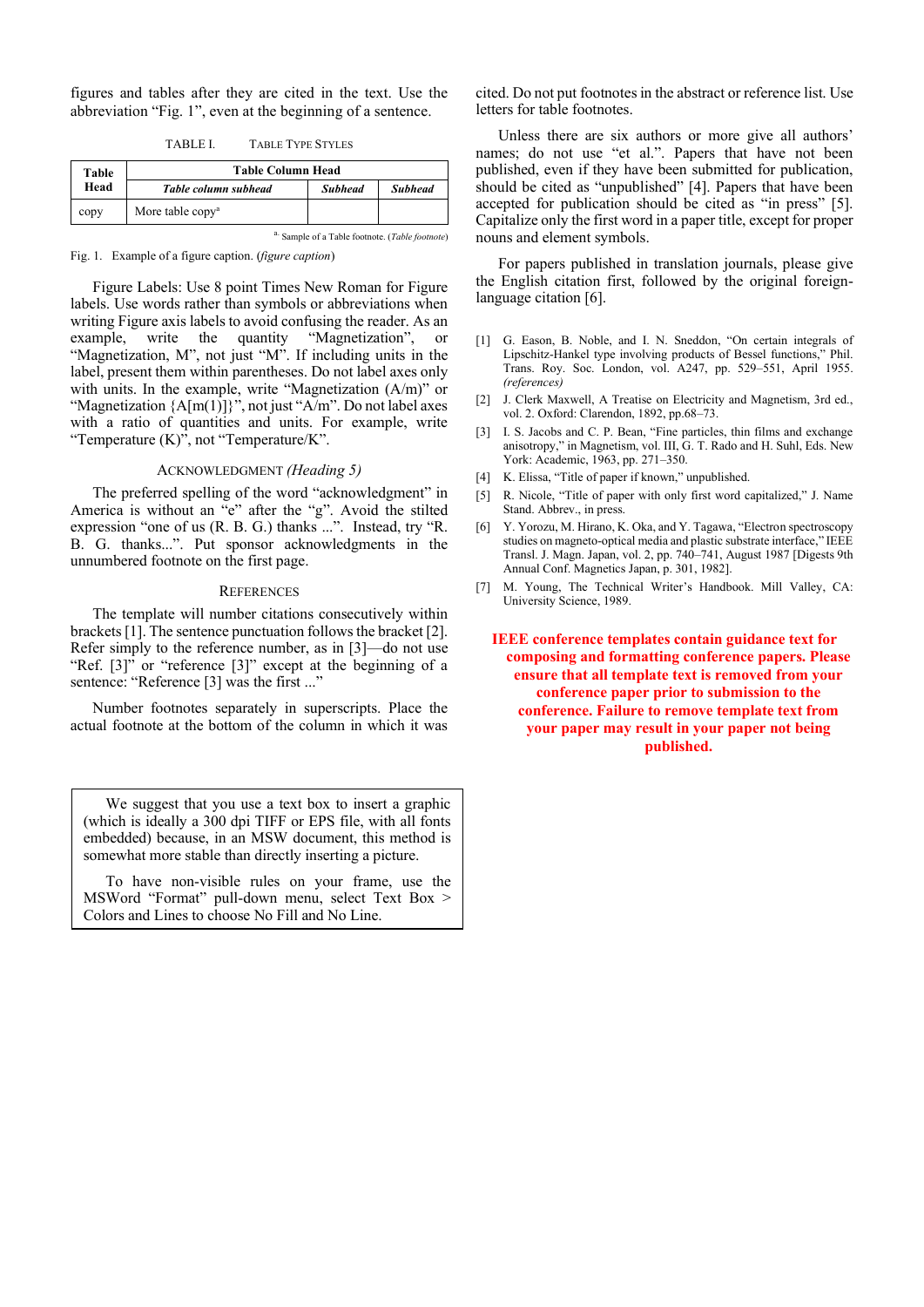figures and tables after they are cited in the text. Use the abbreviation "Fig. 1", even at the beginning of a sentence.

TABLE I. TABLE TYPE STYLES

| **Table Head** | **Table Column Head** | | |
|---|---|---|---|
| | ***Table column subhead*** | ***Subhead*** | ***Subhead*** |
| copy | More table copy[a] | | |

[a.] Sample of a Table footnote. (*Table footnote*)

Fig. 1. Example of a figure caption. (*figure caption*)

Figure Labels: Use 8 point Times New Roman for Figure labels. Use words rather than symbols or abbreviations when writing Figure axis labels to avoid confusing the reader. As an example, write the quantity "Magnetization", or "Magnetization, M", not just "M". If including units in the label, present them within parentheses. Do not label axes only with units. In the example, write "Magnetization (A/m)" or "Magnetization {A[m(1)]}", not just "A/m". Do not label axes with a ratio of quantities and units. For example, write "Temperature (K)", not "Temperature/K".

## ACKNOWLEDGMENT *(Heading 5)*

The preferred spelling of the word "acknowledgment" in America is without an "e" after the "g". Avoid the stilted expression "one of us (R. B. G.) thanks ...". Instead, try "R. B. G. thanks...". Put sponsor acknowledgments in the unnumbered footnote on the first page.

## REFERENCES

The template will number citations consecutively within brackets [1]. The sentence punctuation follows the bracket [2]. Refer simply to the reference number, as in [3]—do not use "Ref. [3]" or "reference [3]" except at the beginning of a sentence: "Reference [3] was the first ..."

Number footnotes separately in superscripts. Place the actual footnote at the bottom of the column in which it was cited. Do not put footnotes in the abstract or reference list. Use letters for table footnotes.

Unless there are six authors or more give all authors' names; do not use "et al.". Papers that have not been published, even if they have been submitted for publication, should be cited as "unpublished" [4]. Papers that have been accepted for publication should be cited as "in press" [5]. Capitalize only the first word in a paper title, except for proper nouns and element symbols.

For papers published in translation journals, please give the English citation first, followed by the original foreign-language citation [6].

[1] G. Eason, B. Noble, and I. N. Sneddon, "On certain integrals of Lipschitz-Hankel type involving products of Bessel functions," Phil. Trans. Roy. Soc. London, vol. A247, pp. 529–551, April 1955. *(references)*

[2] J. Clerk Maxwell, A Treatise on Electricity and Magnetism, 3rd ed., vol. 2. Oxford: Clarendon, 1892, pp.68–73.

[3] I. S. Jacobs and C. P. Bean, "Fine particles, thin films and exchange anisotropy," in Magnetism, vol. III, G. T. Rado and H. Suhl, Eds. New York: Academic, 1963, pp. 271–350.

[4] K. Elissa, "Title of paper if known," unpublished.

[5] R. Nicole, "Title of paper with only first word capitalized," J. Name Stand. Abbrev., in press.

[6] Y. Yorozu, M. Hirano, K. Oka, and Y. Tagawa, "Electron spectroscopy studies on magneto-optical media and plastic substrate interface," IEEE Transl. J. Magn. Japan, vol. 2, pp. 740–741, August 1987 [Digests 9th Annual Conf. Magnetics Japan, p. 301, 1982].

[7] M. Young, The Technical Writer's Handbook. Mill Valley, CA: University Science, 1989.

**IEEE conference templates contain guidance text for composing and formatting conference papers. Please ensure that all template text is removed from your conference paper prior to submission to the conference. Failure to remove template text from your paper may result in your paper not being published.**

We suggest that you use a text box to insert a graphic (which is ideally a 300 dpi TIFF or EPS file, with all fonts embedded) because, in an MSW document, this method is somewhat more stable than directly inserting a picture.

To have non-visible rules on your frame, use the MSWord "Format" pull-down menu, select Text Box > Colors and Lines to choose No Fill and No Line.